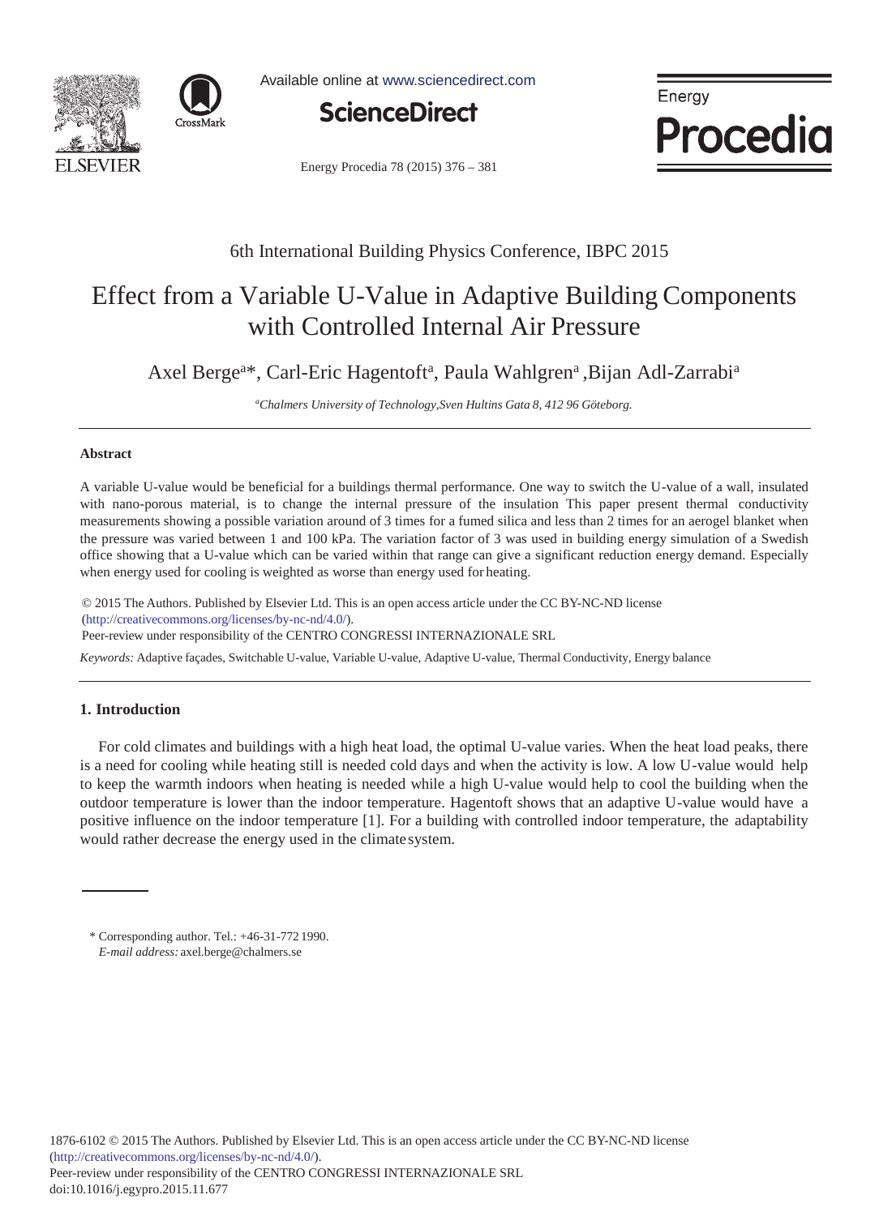6th International Building Physics Conference, IBPC 2015

# Effect from a Variable U-Value in Adaptive Building Components with Controlled Internal Air Pressure

Axel Berge[a]*, Carl-Eric Hagentoft[a], Paula Wahlgren[a] ,Bijan Adl-Zarrabi[a]

[a]*Chalmers University of Technology,Sven Hultins Gata 8, 412 96 Göteborg.*

## Abstract

A variable U-value would be beneficial for a buildings thermal performance. One way to switch the U-value of a wall, insulated with nano-porous material, is to change the internal pressure of the insulation This paper present thermal conductivity measurements showing a possible variation around of 3 times for a fumed silica and less than 2 times for an aerogel blanket when the pressure was varied between 1 and 100 kPa. The variation factor of 3 was used in building energy simulation of a Swedish office showing that a U-value which can be varied within that range can give a significant reduction energy demand. Especially when energy used for cooling is weighted as worse than energy used for heating.

© 2015 The Authors. Published by Elsevier Ltd. This is an open access article under the CC BY-NC-ND license (http://creativecommons.org/licenses/by-nc-nd/4.0/).
Peer-review under responsibility of the CENTRO CONGRESSI INTERNAZIONALE SRL

*Keywords:* Adaptive façades, Switchable U-value, Variable U-value, Adaptive U-value, Thermal Conductivity, Energy balance

## 1. Introduction

For cold climates and buildings with a high heat load, the optimal U-value varies. When the heat load peaks, there is a need for cooling while heating still is needed cold days and when the activity is low. A low U-value would help to keep the warmth indoors when heating is needed while a high U-value would help to cool the building when the outdoor temperature is lower than the indoor temperature. Hagentoft shows that an adaptive U-value would have a positive influence on the indoor temperature [1]. For a building with controlled indoor temperature, the adaptability would rather decrease the energy used in the climate system.

\* Corresponding author. Tel.: +46-31-772 1990.
*E-mail address:* axel.berge@chalmers.se

1876-6102 © 2015 The Authors. Published by Elsevier Ltd. This is an open access article under the CC BY-NC-ND license (http://creativecommons.org/licenses/by-nc-nd/4.0/).
Peer-review under responsibility of the CENTRO CONGRESSI INTERNAZIONALE SRL
doi:10.1016/j.egypro.2015.11.677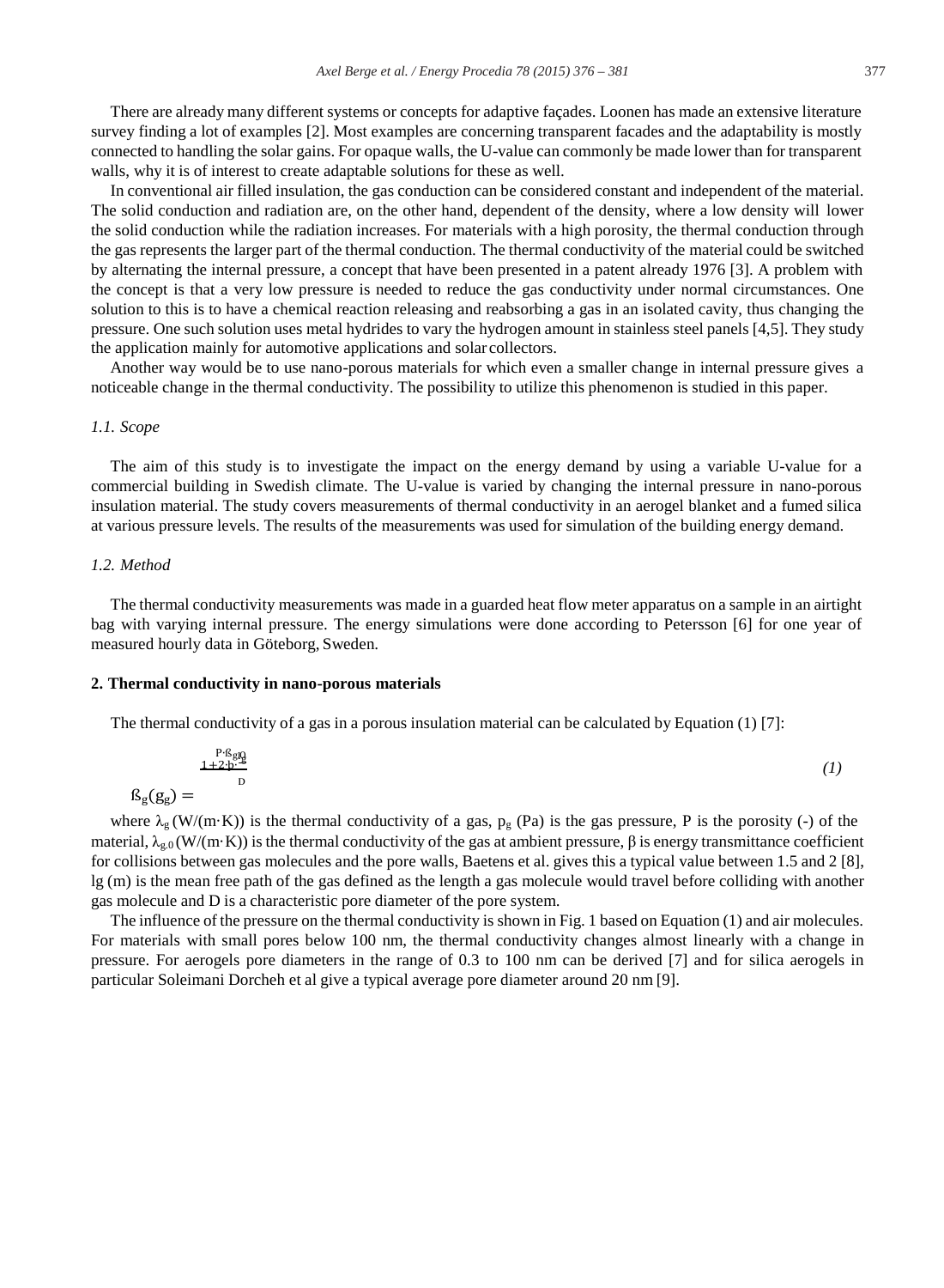There are already many different systems or concepts for adaptive façades. Loonen has made an extensive literature survey finding a lot of examples [2]. Most examples are concerning transparent facades and the adaptability is mostly connected to handling the solar gains. For opaque walls, the U-value can commonly be made lower than for transparent walls, why it is of interest to create adaptable solutions for these as well.

In conventional air filled insulation, the gas conduction can be considered constant and independent of the material. The solid conduction and radiation are, on the other hand, dependent of the density, where a low density will lower the solid conduction while the radiation increases. For materials with a high porosity, the thermal conduction through the gas represents the larger part of the thermal conduction. The thermal conductivity of the material could be switched by alternating the internal pressure, a concept that have been presented in a patent already 1976 [3]. A problem with the concept is that a very low pressure is needed to reduce the gas conductivity under normal circumstances. One solution to this is to have a chemical reaction releasing and reabsorbing a gas in an isolated cavity, thus changing the pressure. One such solution uses metal hydrides to vary the hydrogen amount in stainless steel panels [4,5]. They study the application mainly for automotive applications and solar collectors.

Another way would be to use nano-porous materials for which even a smaller change in internal pressure gives a noticeable change in the thermal conductivity. The possibility to utilize this phenomenon is studied in this paper.

### *1.1. Scope*

The aim of this study is to investigate the impact on the energy demand by using a variable U-value for a commercial building in Swedish climate. The U-value is varied by changing the internal pressure in nano-porous insulation material. The study covers measurements of thermal conductivity in an aerogel blanket and a fumed silica at various pressure levels. The results of the measurements was used for simulation of the building energy demand.

### *1.2. Method*

The thermal conductivity measurements was made in a guarded heat flow meter apparatus on a sample in an airtight bag with varying internal pressure. The energy simulations were done according to Petersson [6] for one year of measured hourly data in Göteborg, Sweden.

## 2. Thermal conductivity in nano-porous materials

The thermal conductivity of a gas in a porous insulation material can be calculated by Equation (1) [7]:

$$\lambda_g(p_g) = \frac{P \cdot \lambda_{g,0}}{1 + 2 \cdot \beta \cdot \frac{l_g}{D}} \tag{1}$$

where $\lambda_g$ (W/(m·K)) is the thermal conductivity of a gas, $p_g$ (Pa) is the gas pressure, P is the porosity (-) of the material, $\lambda_{g,0}$ (W/(m·K)) is the thermal conductivity of the gas at ambient pressure, β is energy transmittance coefficient for collisions between gas molecules and the pore walls, Baetens et al. gives this a typical value between 1.5 and 2 [8], lg (m) is the mean free path of the gas defined as the length a gas molecule would travel before colliding with another gas molecule and D is a characteristic pore diameter of the pore system.

The influence of the pressure on the thermal conductivity is shown in Fig. 1 based on Equation (1) and air molecules. For materials with small pores below 100 nm, the thermal conductivity changes almost linearly with a change in pressure. For aerogels pore diameters in the range of 0.3 to 100 nm can be derived [7] and for silica aerogels in particular Soleimani Dorcheh et al give a typical average pore diameter around 20 nm [9].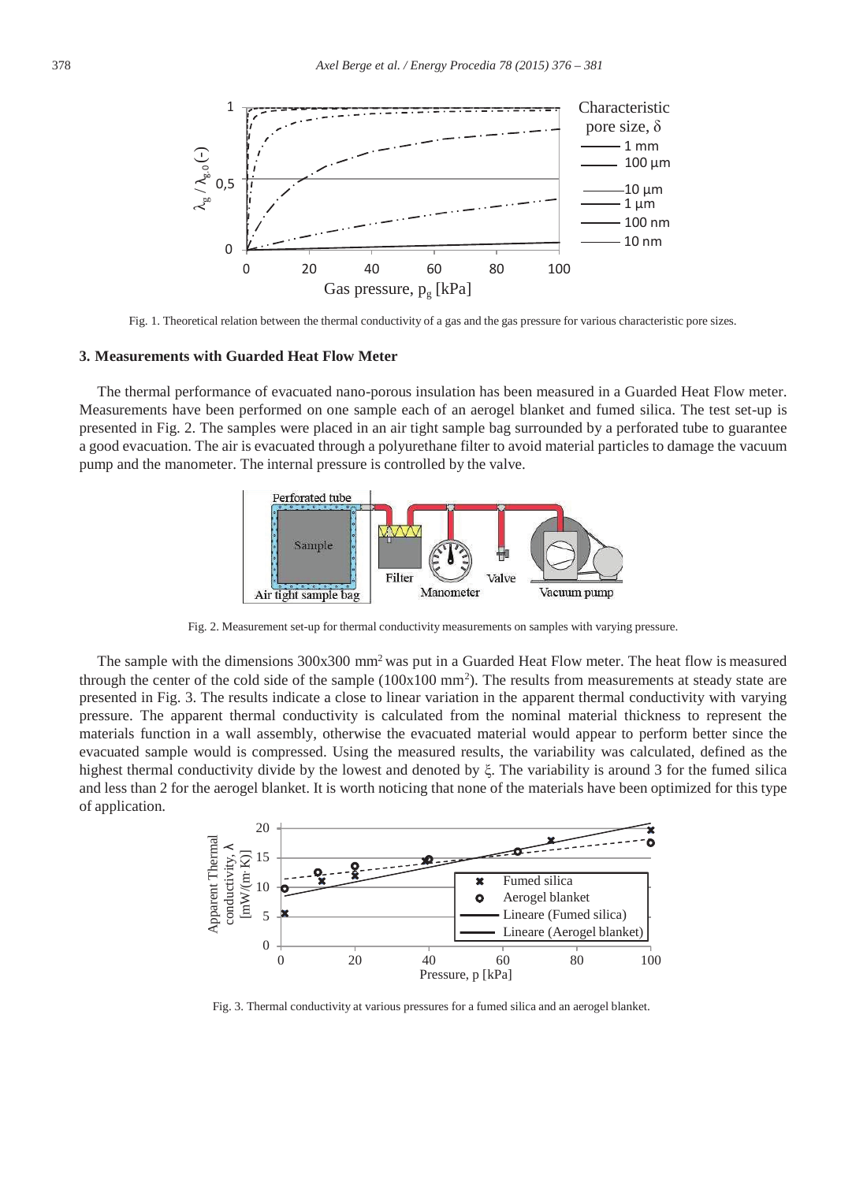Fig. 1. Theoretical relation between the thermal conductivity of a gas and the gas pressure for various characteristic pore sizes.

### 3. Measurements with Guarded Heat Flow Meter

The thermal performance of evacuated nano-porous insulation has been measured in a Guarded Heat Flow meter. Measurements have been performed on one sample each of an aerogel blanket and fumed silica. The test set-up is presented in Fig. 2. The samples were placed in an air tight sample bag surrounded by a perforated tube to guarantee a good evacuation. The air is evacuated through a polyurethane filter to avoid material particles to damage the vacuum pump and the manometer. The internal pressure is controlled by the valve.

Fig. 2. Measurement set-up for thermal conductivity measurements on samples with varying pressure.

The sample with the dimensions 300x300 $mm^2$ was put in a Guarded Heat Flow meter. The heat flow is measured through the center of the cold side of the sample (100x100 $mm^2$). The results from measurements at steady state are presented in Fig. 3. The results indicate a close to linear variation in the apparent thermal conductivity with varying pressure. The apparent thermal conductivity is calculated from the nominal material thickness to represent the materials function in a wall assembly, otherwise the evacuated material would appear to perform better since the evacuated sample would is compressed. Using the measured results, the variability was calculated, defined as the highest thermal conductivity divide by the lowest and denoted by $\xi$. The variability is around 3 for the fumed silica and less than 2 for the aerogel blanket. It is worth noticing that none of the materials have been optimized for this type of application.

Fig. 3. Thermal conductivity at various pressures for a fumed silica and an aerogel blanket.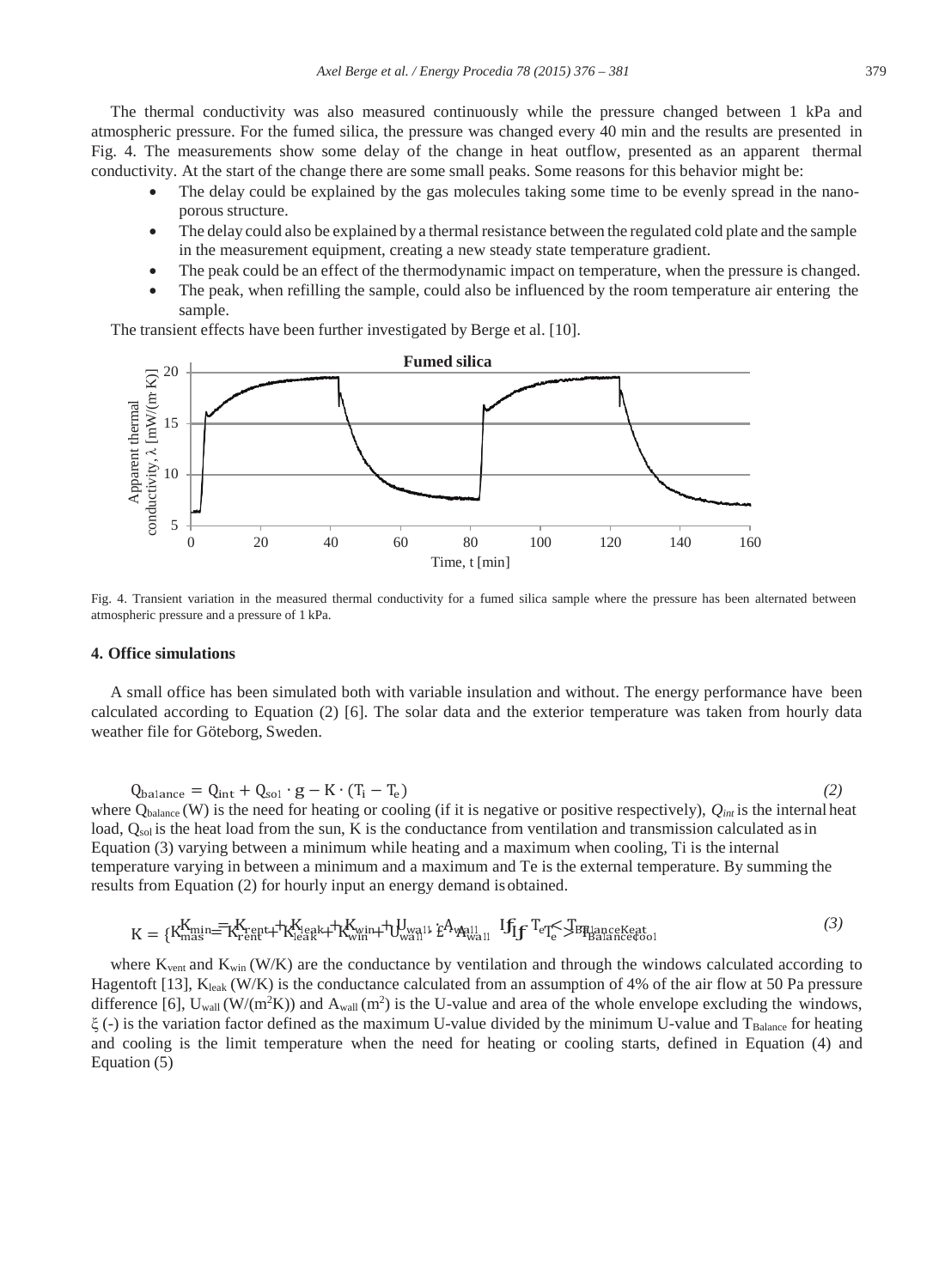The thermal conductivity was also measured continuously while the pressure changed between 1 kPa and atmospheric pressure. For the fumed silica, the pressure was changed every 40 min and the results are presented in Fig. 4. The measurements show some delay of the change in heat outflow, presented as an apparent thermal conductivity. At the start of the change there are some small peaks. Some reasons for this behavior might be:

- The delay could be explained by the gas molecules taking some time to be evenly spread in the nano-porous structure.
- The delay could also be explained by a thermal resistance between the regulated cold plate and the sample in the measurement equipment, creating a new steady state temperature gradient.
- The peak could be an effect of the thermodynamic impact on temperature, when the pressure is changed.
- The peak, when refilling the sample, could also be influenced by the room temperature air entering the sample.

The transient effects have been further investigated by Berge et al. [10].

Fig. 4. Transient variation in the measured thermal conductivity for a fumed silica sample where the pressure has been alternated between atmospheric pressure and a pressure of 1 kPa.

## 4. Office simulations

A small office has been simulated both with variable insulation and without. The energy performance have been calculated according to Equation (2) [6]. The solar data and the exterior temperature was taken from hourly data weather file for Göteborg, Sweden.

$$Q_{balance} = Q_{int} + Q_{sol} \cdot g - K \cdot (T_i - T_e) \tag{2}$$

where $Q_{balance}$ (W) is the need for heating or cooling (if it is negative or positive respectively), $Q_{int}$ is the internal heat load, $Q_{sol}$ is the heat load from the sun, K is the conductance from ventilation and transmission calculated as in Equation (3) varying between a minimum while heating and a maximum when cooling, Ti is the internal temperature varying in between a minimum and a maximum and Te is the external temperature. By summing the results from Equation (2) for hourly input an energy demand is obtained.

$$K = \begin{cases} K_{min} = K_{vent} + K_{leak} + K_{win} + U_{wall} \cdot A_{wall} & \text{If } T_e < T_{Balance,heat} \\ K_{max} = K_{vent} + K_{leak} + K_{win} + U_{wall} \cdot \xi \cdot A_{wall} & \text{If } T_e > T_{Balance,cool} \end{cases} \tag{3}$$

where $K_{vent}$ and $K_{win}$ (W/K) are the conductance by ventilation and through the windows calculated according to Hagentoft [13], $K_{leak}$ (W/K) is the conductance calculated from an assumption of 4% of the air flow at 50 Pa pressure difference [6], $U_{wall}$ (W/(m$^2$K)) and $A_{wall}$ (m$^2$) is the U-value and area of the whole envelope excluding the windows, $\xi$ (-) is the variation factor defined as the maximum U-value divided by the minimum U-value and $T_{Balance}$ for heating and cooling is the limit temperature when the need for heating or cooling starts, defined in Equation (4) and Equation (5)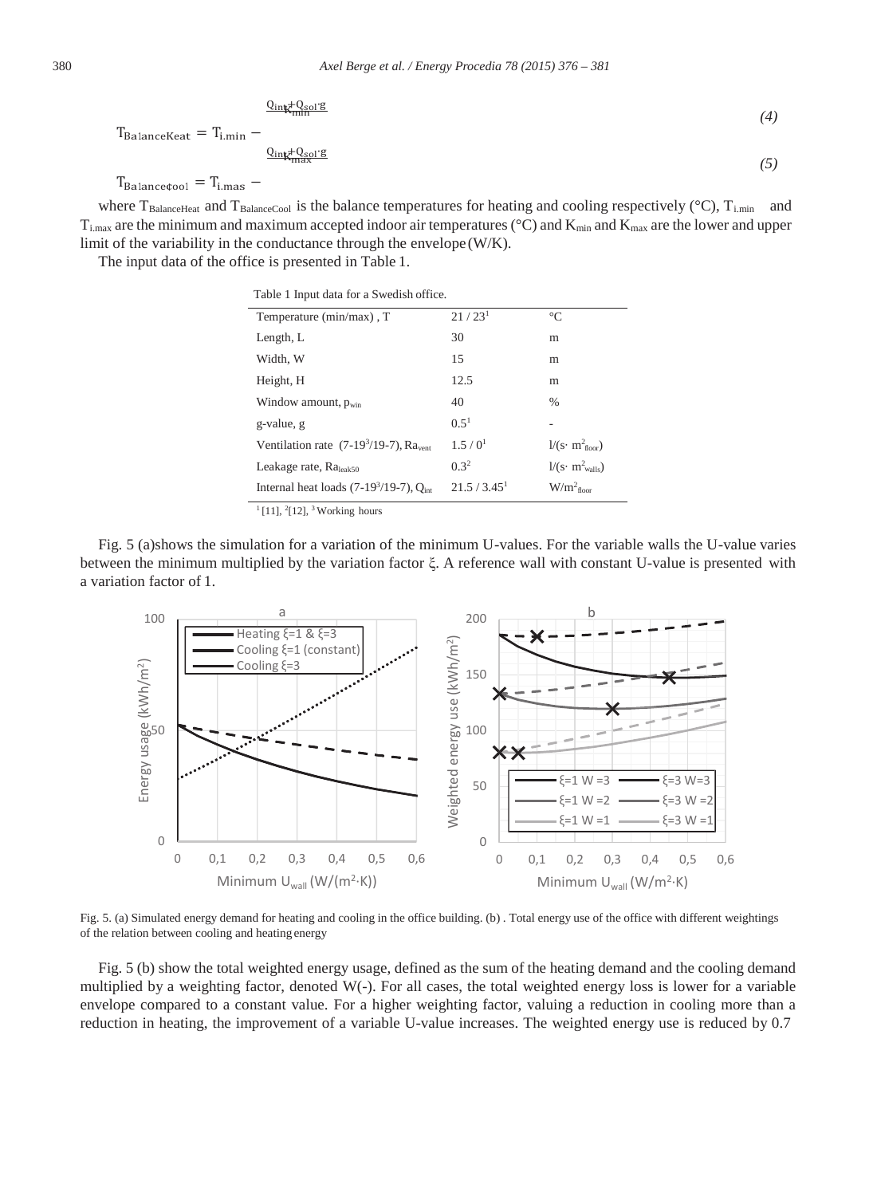$$T_{BalanceHeat} = T_{i.min} - \frac{Q_{int} + Q_{sol} \cdot g}{K_{min}} \tag{4}$$

$$T_{BalanceCool} = T_{i.max} - \frac{Q_{int} + Q_{sol} \cdot g}{K_{max}} \tag{5}$$

where $T_{BalanceHeat}$ and $T_{BalanceCool}$ is the balance temperatures for heating and cooling respectively (°C), $T_{i.min}$ and $T_{i.max}$ are the minimum and maximum accepted indoor air temperatures (°C) and $K_{min}$ and $K_{max}$ are the lower and upper limit of the variability in the conductance through the envelope (W/K).

The input data of the office is presented in Table 1.

Table 1 Input data for a Swedish office.

| | | |
|---|---|---|
| Temperature (min/max) , T | 21 / 23[1] | °C |
| Length, L | 30 | m |
| Width, W | 15 | m |
| Height, H | 12.5 | m |
| Window amount, $p_{win}$ | 40 | % |
| g-value, g | 0.5[1] | - |
| Ventilation rate (7-19[3]/19-7), $Ra_{vent}$ | 1.5 / 0[1] | $l/(s \cdot m^2_{floor})$ |
| Leakage rate, $Ra_{leak50}$ | 0.3[2] | $l/(s \cdot m^2_{walls})$ |
| Internal heat loads (7-19[3]/19-7), $Q_{int}$ | 21.5 / 3.45[1] | $W/m^2_{floor}$ |

[1] [11], [2] [12], [3] Working hours

Fig. 5 (a)shows the simulation for a variation of the minimum U-values. For the variable walls the U-value varies between the minimum multiplied by the variation factor ξ. A reference wall with constant U-value is presented with a variation factor of 1.

Fig. 5. (a) Simulated energy demand for heating and cooling in the office building. (b) . Total energy use of the office with different weightings of the relation between cooling and heating energy

Fig. 5 (b) show the total weighted energy usage, defined as the sum of the heating demand and the cooling demand multiplied by a weighting factor, denoted W(-). For all cases, the total weighted energy loss is lower for a variable envelope compared to a constant value. For a higher weighting factor, valuing a reduction in cooling more than a reduction in heating, the improvement of a variable U-value increases. The weighted energy use is reduced by 0.7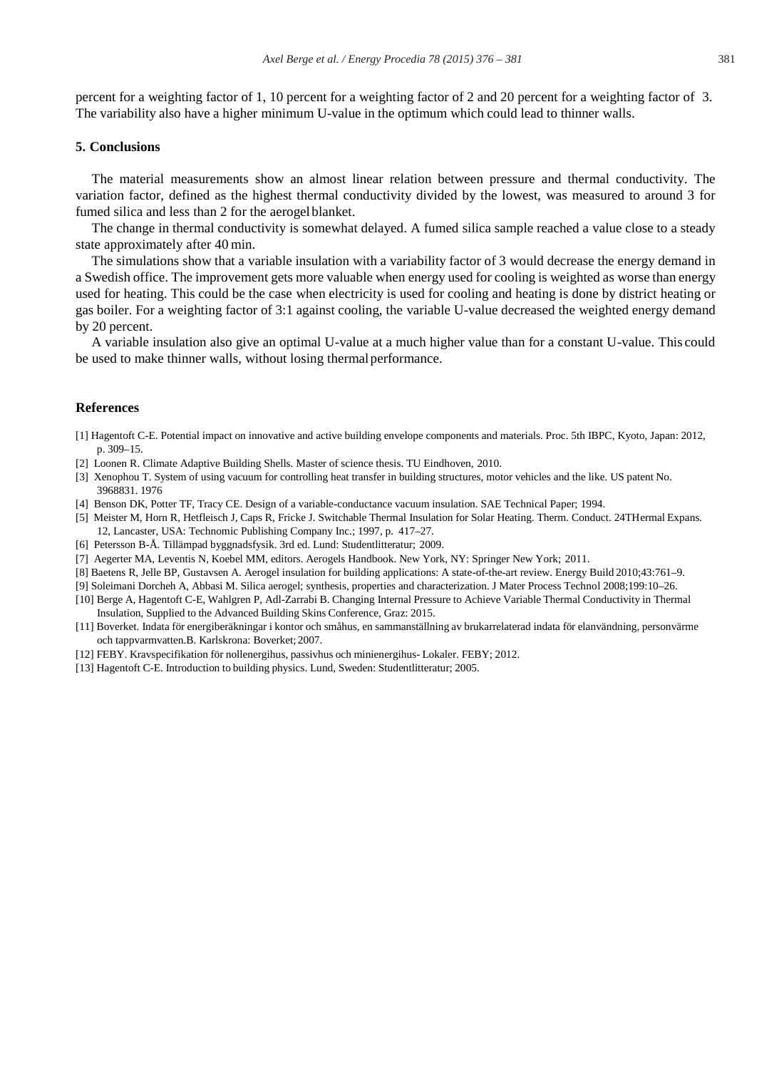percent for a weighting factor of 1, 10 percent for a weighting factor of 2 and 20 percent for a weighting factor of 3. The variability also have a higher minimum U-value in the optimum which could lead to thinner walls.

## 5. Conclusions

The material measurements show an almost linear relation between pressure and thermal conductivity. The variation factor, defined as the highest thermal conductivity divided by the lowest, was measured to around 3 for fumed silica and less than 2 for the aerogel blanket.

The change in thermal conductivity is somewhat delayed. A fumed silica sample reached a value close to a steady state approximately after 40 min.

The simulations show that a variable insulation with a variability factor of 3 would decrease the energy demand in a Swedish office. The improvement gets more valuable when energy used for cooling is weighted as worse than energy used for heating. This could be the case when electricity is used for cooling and heating is done by district heating or gas boiler. For a weighting factor of 3:1 against cooling, the variable U-value decreased the weighted energy demand by 20 percent.

A variable insulation also give an optimal U-value at a much higher value than for a constant U-value. This could be used to make thinner walls, without losing thermal performance.

## References

[1] Hagentoft C-E. Potential impact on innovative and active building envelope components and materials. Proc. 5th IBPC, Kyoto, Japan: 2012, p. 309–15.

[2] Loonen R. Climate Adaptive Building Shells. Master of science thesis. TU Eindhoven, 2010.

[3] Xenophou T. System of using vacuum for controlling heat transfer in building structures, motor vehicles and the like. US patent No. 3968831. 1976

[4] Benson DK, Potter TF, Tracy CE. Design of a variable-conductance vacuum insulation. SAE Technical Paper; 1994.

[5] Meister M, Horn R, Hetfleisch J, Caps R, Fricke J. Switchable Thermal Insulation for Solar Heating. Therm. Conduct. 24THermal Expans. 12, Lancaster, USA: Technomic Publishing Company Inc.; 1997, p. 417–27.

[6] Petersson B-Å. Tillämpad byggnadsfysik. 3rd ed. Lund: Studentlitteratur; 2009.

[7] Aegerter MA, Leventis N, Koebel MM, editors. Aerogels Handbook. New York, NY: Springer New York; 2011.

[8] Baetens R, Jelle BP, Gustavsen A. Aerogel insulation for building applications: A state-of-the-art review. Energy Build 2010;43:761–9.

[9] Soleimani Dorcheh A, Abbasi M. Silica aerogel; synthesis, properties and characterization. J Mater Process Technol 2008;199:10–26.

[10] Berge A, Hagentoft C-E, Wahlgren P, Adl-Zarrabi B. Changing Internal Pressure to Achieve Variable Thermal Conductivity in Thermal Insulation, Supplied to the Advanced Building Skins Conference, Graz: 2015.

[11] Boverket. Indata för energiberäkningar i kontor och småhus, en sammanställning av brukarrelaterad indata för elanvändning, personvärme och tappvarmvatten.B. Karlskrona: Boverket; 2007.

[12] FEBY. Kravspecifikation för nollenergihus, passivhus och minienergihus- Lokaler. FEBY; 2012.

[13] Hagentoft C-E. Introduction to building physics. Lund, Sweden: Studentlitteratur; 2005.